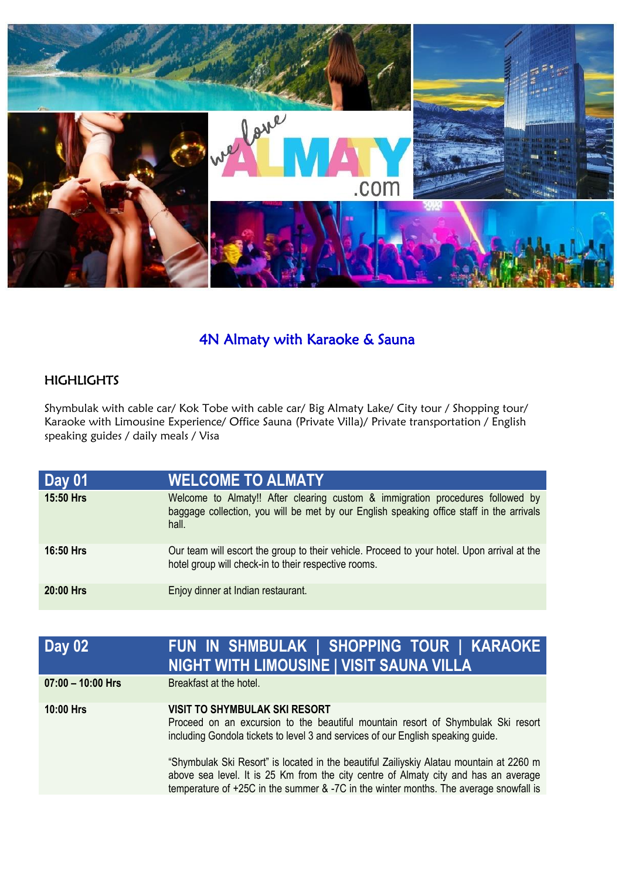# 4N Almaty with Karaoke & Sauna

## HIGHLIGHTS

Shymbulak with cable car/ Kok Tobe with cable car/ Big Almaty Lake/ City tour / Shopping tour/ Karaoke with Limousine Experience/ Office Sauna (Private Villa)/ Private transportation / English speaking guides / daily meals / Visa

| Day 01 | WELCOME TO ALMATY |
|---|---|
| 15:50 Hrs | Welcome to Almaty!! After clearing custom & immigration procedures followed by baggage collection, you will be met by our English speaking office staff in the arrivals hall. |
| 16:50 Hrs | Our team will escort the group to their vehicle. Proceed to your hotel. Upon arrival at the hotel group will check-in to their respective rooms. |
| 20:00 Hrs | Enjoy dinner at Indian restaurant. |

| Day 02 | FUN IN SHMBULAK \| SHOPPING TOUR \| KARAOKE NIGHT WITH LIMOUSINE \| VISIT SAUNA VILLA |
|---|---|
| 07:00 – 10:00 Hrs | Breakfast at the hotel. |
| 10:00 Hrs | **VISIT TO SHYMBULAK SKI RESORT**<br>Proceed on an excursion to the beautiful mountain resort of Shymbulak Ski resort including Gondola tickets to level 3 and services of our English speaking guide.<br><br>"Shymbulak Ski Resort" is located in the beautiful Zailiyskiy Alatau mountain at 2260 m above sea level. It is 25 Km from the city centre of Almaty city and has an average temperature of +25C in the summer & -7C in the winter months. The average snowfall is |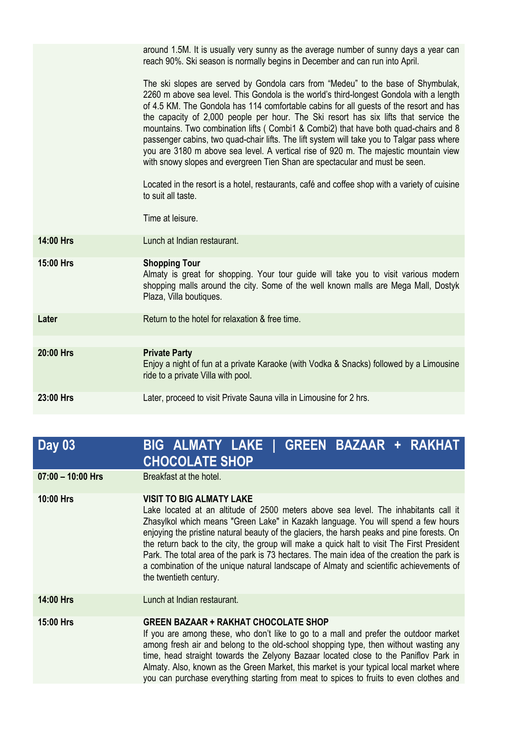| | |
|---|---|
| | around 1.5M. It is usually very sunny as the average number of sunny days a year can reach 90%. Ski season is normally begins in December and can run into April.<br><br>The ski slopes are served by Gondola cars from "Medeu" to the base of Shymbulak, 2260 m above sea level. This Gondola is the world's third-longest Gondola with a length of 4.5 KM. The Gondola has 114 comfortable cabins for all guests of the resort and has the capacity of 2,000 people per hour. The Ski resort has six lifts that service the mountains. Two combination lifts ( Combi1 & Combi2) that have both quad-chairs and 8 passenger cabins, two quad-chair lifts. The lift system will take you to Talgar pass where you are 3180 m above sea level. A vertical rise of 920 m. The majestic mountain view with snowy slopes and evergreen Tien Shan are spectacular and must be seen.<br><br>Located in the resort is a hotel, restaurants, café and coffee shop with a variety of cuisine to suit all taste.<br><br>Time at leisure. |
| **14:00 Hrs** | Lunch at Indian restaurant. |
| **15:00 Hrs** | **Shopping Tour**<br>Almaty is great for shopping. Your tour guide will take you to visit various modern shopping malls around the city. Some of the well known malls are Mega Mall, Dostyk Plaza, Villa boutiques. |
| **Later** | Return to the hotel for relaxation & free time. |
| | |
| **20:00 Hrs** | **Private Party**<br>Enjoy a night of fun at a private Karaoke (with Vodka & Snacks) followed by a Limousine ride to a private Villa with pool. |
| **23:00 Hrs** | Later, proceed to visit Private Sauna villa in Limousine for 2 hrs. |

| **Day 03** | **BIG ALMATY LAKE \| GREEN BAZAAR + RAKHAT CHOCOLATE SHOP** |
|---|---|
| **07:00 – 10:00 Hrs** | Breakfast at the hotel. |
| **10:00 Hrs** | **VISIT TO BIG ALMATY LAKE**<br>Lake located at an altitude of 2500 meters above sea level. The inhabitants call it Zhasylkol which means "Green Lake" in Kazakh language. You will spend a few hours enjoying the pristine natural beauty of the glaciers, the harsh peaks and pine forests. On the return back to the city, the group will make a quick halt to visit The First President Park. The total area of the park is 73 hectares. The main idea of the creation the park is a combination of the unique natural landscape of Almaty and scientific achievements of the twentieth century. |
| **14:00 Hrs** | Lunch at Indian restaurant. |
| **15:00 Hrs** | **GREEN BAZAAR + RAKHAT CHOCOLATE SHOP**<br>If you are among these, who don't like to go to a mall and prefer the outdoor market among fresh air and belong to the old-school shopping type, then without wasting any time, head straight towards the Zelyony Bazaar located close to the Paniflov Park in Almaty. Also, known as the Green Market, this market is your typical local market where you can purchase everything starting from meat to spices to fruits to even clothes and |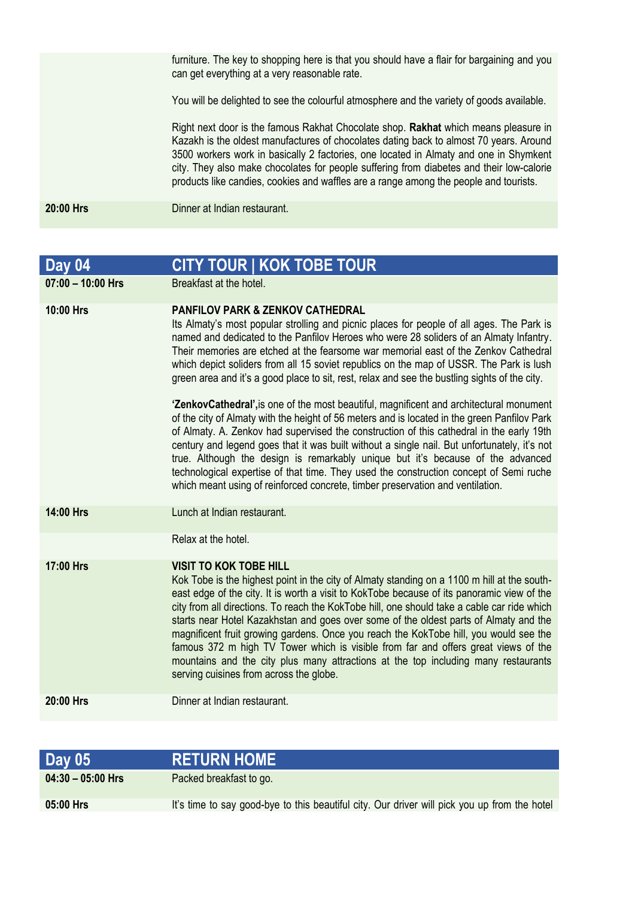| | |
|---|---|
| | furniture. The key to shopping here is that you should have a flair for bargaining and you can get everything at a very reasonable rate.<br><br>You will be delighted to see the colourful atmosphere and the variety of goods available.<br><br>Right next door is the famous Rakhat Chocolate shop. **Rakhat** which means pleasure in Kazakh is the oldest manufactures of chocolates dating back to almost 70 years. Around 3500 workers work in basically 2 factories, one located in Almaty and one in Shymkent city. They also make chocolates for people suffering from diabetes and their low-calorie products like candies, cookies and waffles are a range among the people and tourists. |
| **20:00 Hrs** | Dinner at Indian restaurant. |

| **Day 04** | **CITY TOUR \| KOK TOBE TOUR** |
|---|---|
| **07:00 – 10:00 Hrs** | Breakfast at the hotel. |
| **10:00 Hrs** | **PANFILOV PARK & ZENKOV CATHEDRAL**<br>Its Almaty's most popular strolling and picnic places for people of all ages. The Park is named and dedicated to the Panfilov Heroes who were 28 soliders of an Almaty Infantry. Their memories are etched at the fearsome war memorial east of the Zenkov Cathedral which depict soliders from all 15 soviet republics on the map of USSR. The Park is lush green area and it's a good place to sit, rest, relax and see the bustling sights of the city.<br><br>**'ZenkovCathedral',**is one of the most beautiful, magnificent and architectural monument of the city of Almaty with the height of 56 meters and is located in the green Panfilov Park of Almaty. A. Zenkov had supervised the construction of this cathedral in the early 19th century and legend goes that it was built without a single nail. But unfortunately, it's not true. Although the design is remarkably unique but it's because of the advanced technological expertise of that time. They used the construction concept of Semi ruche which meant using of reinforced concrete, timber preservation and ventilation. |
| **14:00 Hrs** | Lunch at Indian restaurant. |
| | Relax at the hotel. |
| **17:00 Hrs** | **VISIT TO KOK TOBE HILL**<br>Kok Tobe is the highest point in the city of Almaty standing on a 1100 m hill at the south-east edge of the city. It is worth a visit to KokTobe because of its panoramic view of the city from all directions. To reach the KokTobe hill, one should take a cable car ride which starts near Hotel Kazakhstan and goes over some of the oldest parts of Almaty and the magnificent fruit growing gardens. Once you reach the KokTobe hill, you would see the famous 372 m high TV Tower which is visible from far and offers great views of the mountains and the city plus many attractions at the top including many restaurants serving cuisines from across the globe. |
| **20:00 Hrs** | Dinner at Indian restaurant. |

| **Day 05** | **RETURN HOME** |
|---|---|
| **04:30 – 05:00 Hrs** | Packed breakfast to go. |
| **05:00 Hrs** | It's time to say good-bye to this beautiful city. Our driver will pick you up from the hotel |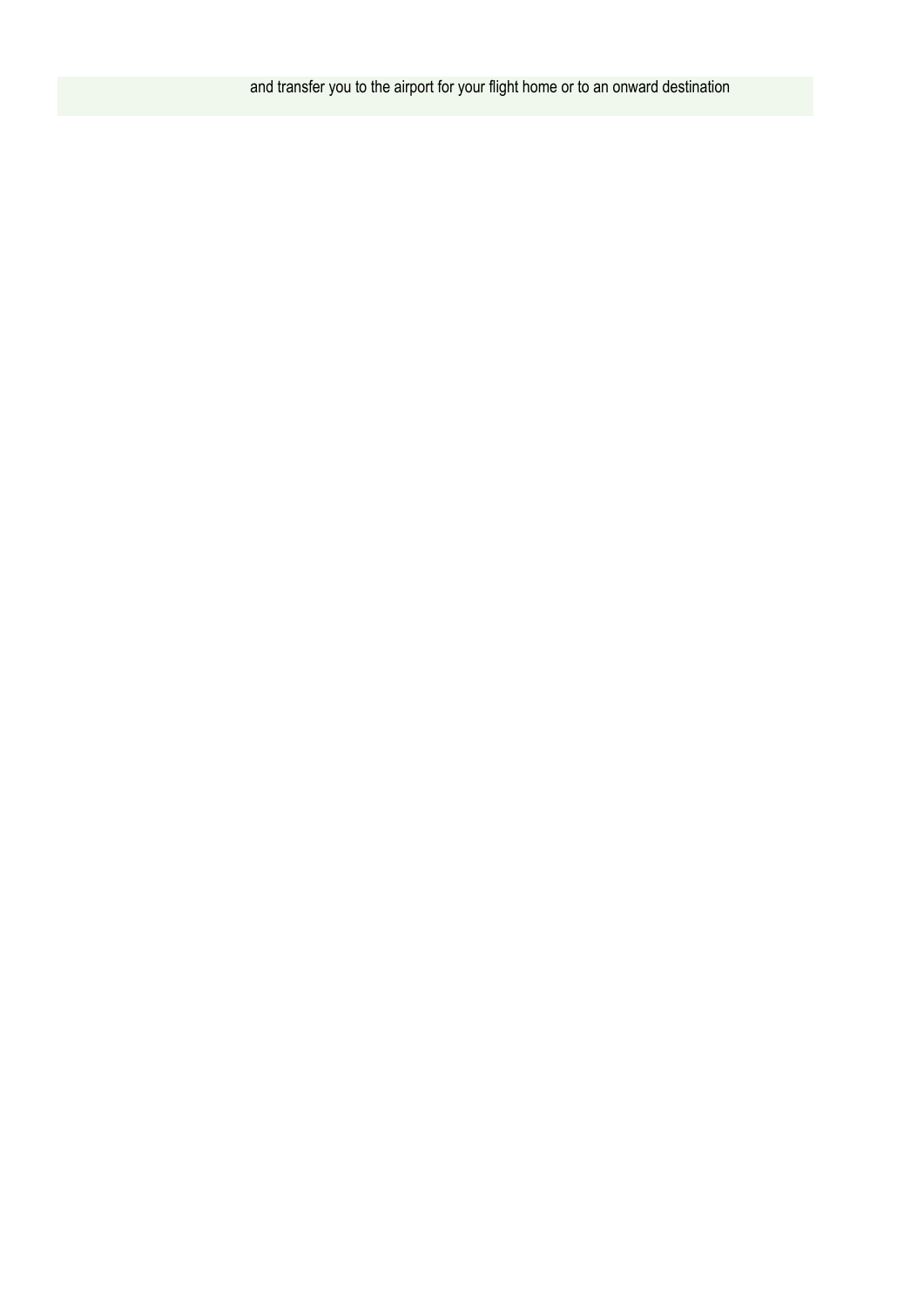and transfer you to the airport for your flight home or to an onward destination